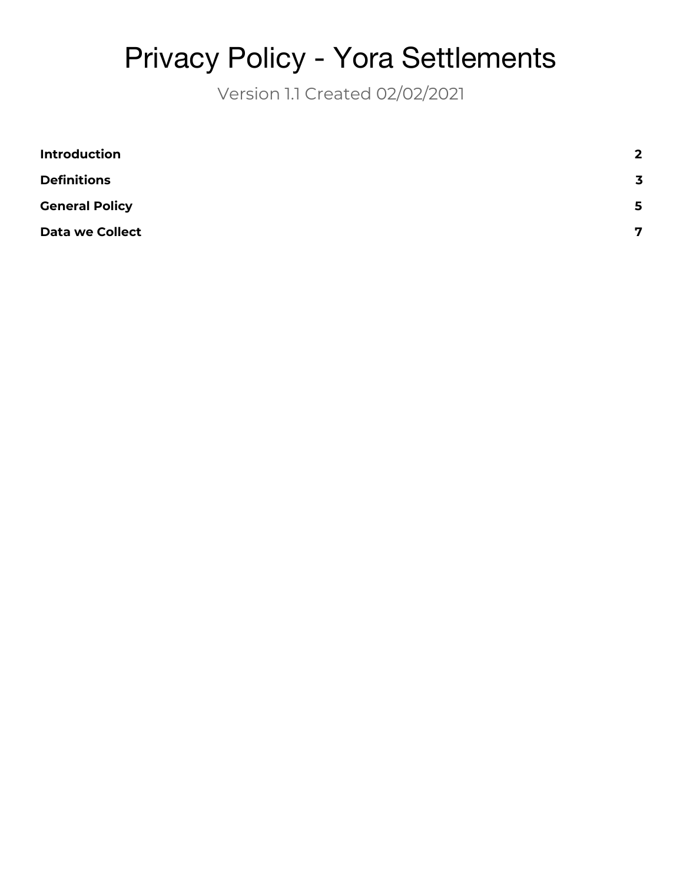# Privacy Policy - Yora Settlements

Version 1.1 Created 02/02/2021

| | |
|---|---|
| **Introduction** | **2** |
| **Definitions** | **3** |
| **General Policy** | **5** |
| **Data we Collect** | **7** |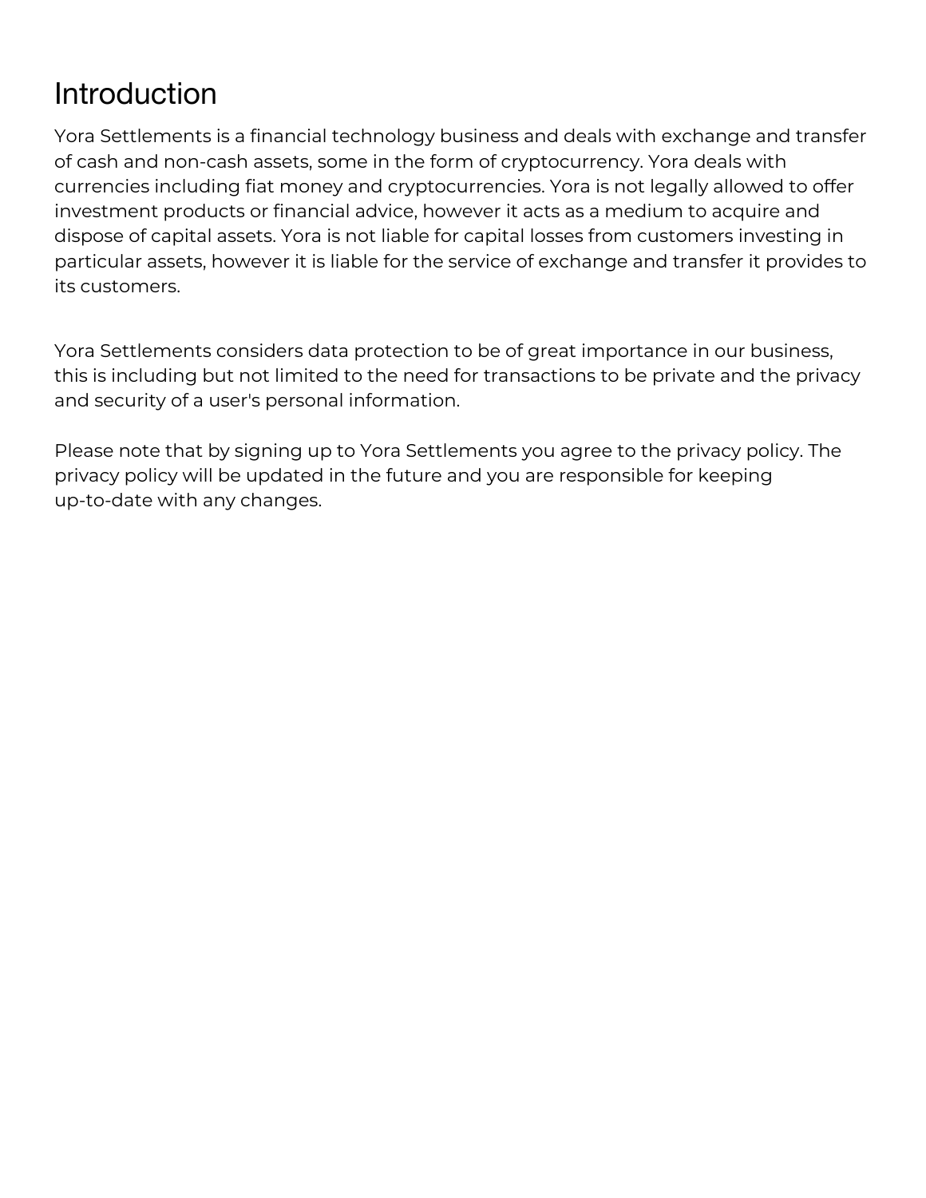# Introduction

Yora Settlements is a financial technology business and deals with exchange and transfer of cash and non-cash assets, some in the form of cryptocurrency. Yora deals with currencies including fiat money and cryptocurrencies. Yora is not legally allowed to offer investment products or financial advice, however it acts as a medium to acquire and dispose of capital assets. Yora is not liable for capital losses from customers investing in particular assets, however it is liable for the service of exchange and transfer it provides to its customers.

Yora Settlements considers data protection to be of great importance in our business, this is including but not limited to the need for transactions to be private and the privacy and security of a user's personal information.

Please note that by signing up to Yora Settlements you agree to the privacy policy. The privacy policy will be updated in the future and you are responsible for keeping up-to-date with any changes.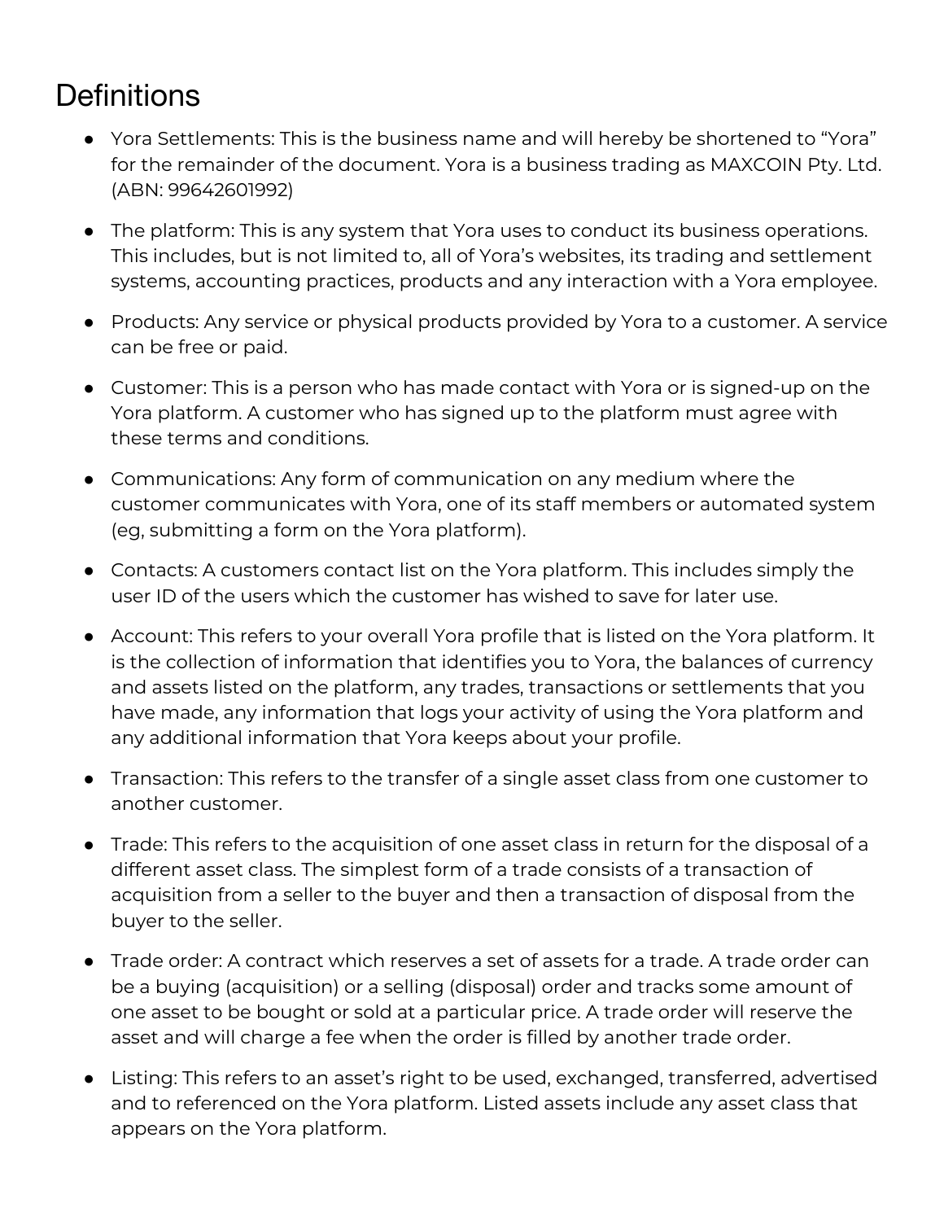# Definitions

- Yora Settlements: This is the business name and will hereby be shortened to “Yora” for the remainder of the document. Yora is a business trading as MAXCOIN Pty. Ltd. (ABN: 99642601992)
- The platform: This is any system that Yora uses to conduct its business operations. This includes, but is not limited to, all of Yora’s websites, its trading and settlement systems, accounting practices, products and any interaction with a Yora employee.
- Products: Any service or physical products provided by Yora to a customer. A service can be free or paid.
- Customer: This is a person who has made contact with Yora or is signed-up on the Yora platform. A customer who has signed up to the platform must agree with these terms and conditions.
- Communications: Any form of communication on any medium where the customer communicates with Yora, one of its staff members or automated system (eg, submitting a form on the Yora platform).
- Contacts: A customers contact list on the Yora platform. This includes simply the user ID of the users which the customer has wished to save for later use.
- Account: This refers to your overall Yora profile that is listed on the Yora platform. It is the collection of information that identifies you to Yora, the balances of currency and assets listed on the platform, any trades, transactions or settlements that you have made, any information that logs your activity of using the Yora platform and any additional information that Yora keeps about your profile.
- Transaction: This refers to the transfer of a single asset class from one customer to another customer.
- Trade: This refers to the acquisition of one asset class in return for the disposal of a different asset class. The simplest form of a trade consists of a transaction of acquisition from a seller to the buyer and then a transaction of disposal from the buyer to the seller.
- Trade order: A contract which reserves a set of assets for a trade. A trade order can be a buying (acquisition) or a selling (disposal) order and tracks some amount of one asset to be bought or sold at a particular price. A trade order will reserve the asset and will charge a fee when the order is filled by another trade order.
- Listing: This refers to an asset’s right to be used, exchanged, transferred, advertised and to referenced on the Yora platform. Listed assets include any asset class that appears on the Yora platform.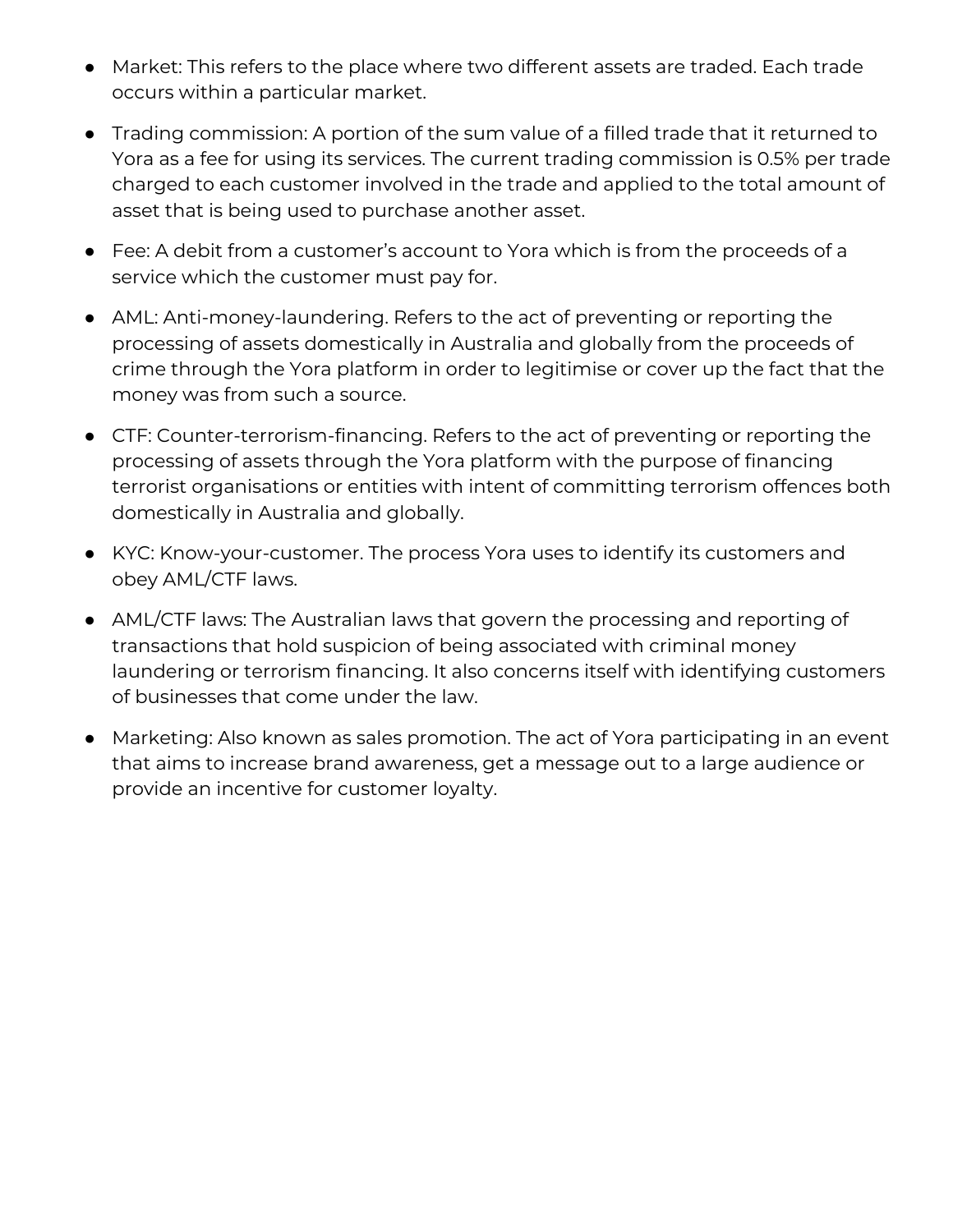- Market: This refers to the place where two different assets are traded. Each trade occurs within a particular market.
- Trading commission: A portion of the sum value of a filled trade that it returned to Yora as a fee for using its services. The current trading commission is 0.5% per trade charged to each customer involved in the trade and applied to the total amount of asset that is being used to purchase another asset.
- Fee: A debit from a customer's account to Yora which is from the proceeds of a service which the customer must pay for.
- AML: Anti-money-laundering. Refers to the act of preventing or reporting the processing of assets domestically in Australia and globally from the proceeds of crime through the Yora platform in order to legitimise or cover up the fact that the money was from such a source.
- CTF: Counter-terrorism-financing. Refers to the act of preventing or reporting the processing of assets through the Yora platform with the purpose of financing terrorist organisations or entities with intent of committing terrorism offences both domestically in Australia and globally.
- KYC: Know-your-customer. The process Yora uses to identify its customers and obey AML/CTF laws.
- AML/CTF laws: The Australian laws that govern the processing and reporting of transactions that hold suspicion of being associated with criminal money laundering or terrorism financing. It also concerns itself with identifying customers of businesses that come under the law.
- Marketing: Also known as sales promotion. The act of Yora participating in an event that aims to increase brand awareness, get a message out to a large audience or provide an incentive for customer loyalty.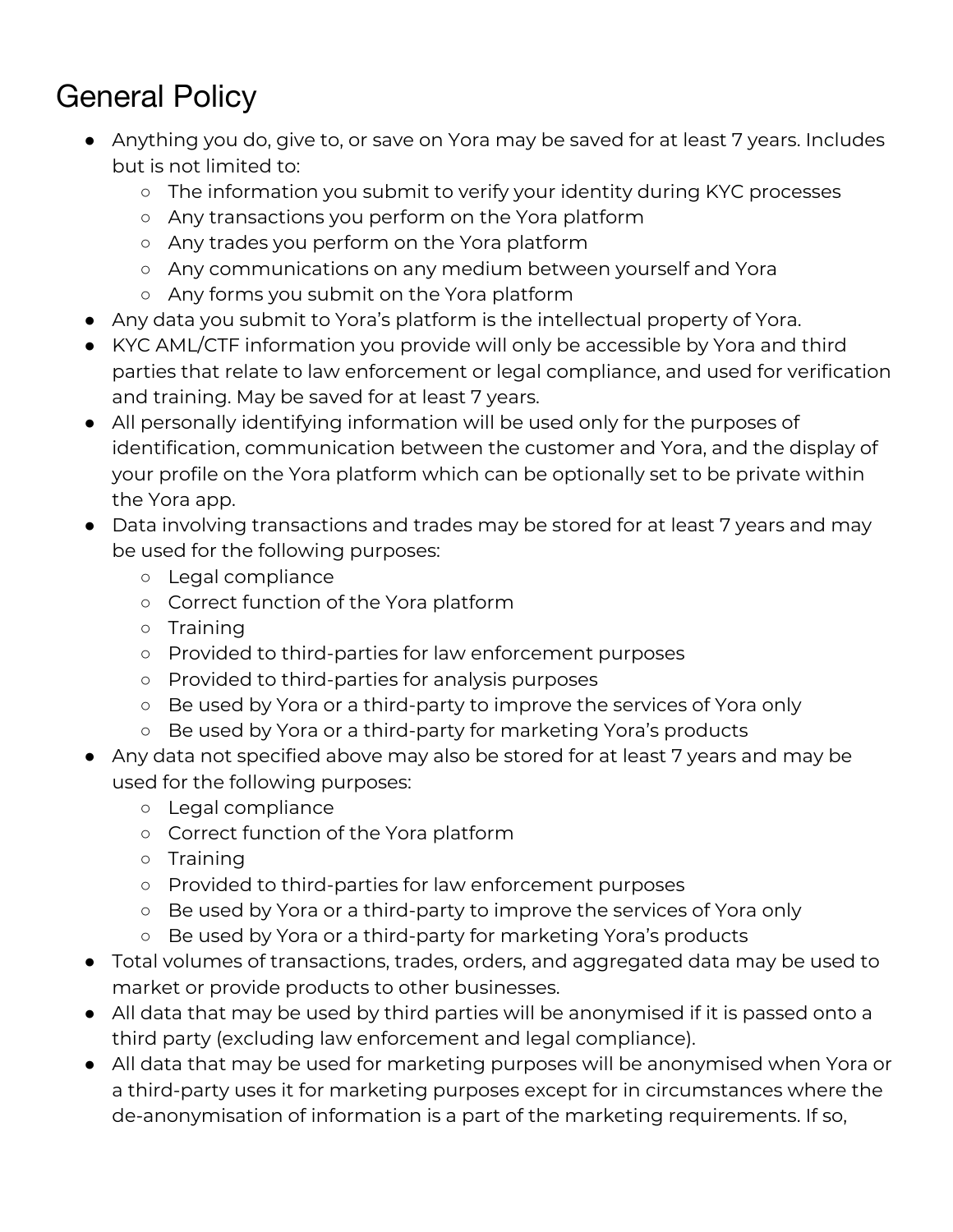# General Policy

- Anything you do, give to, or save on Yora may be saved for at least 7 years. Includes but is not limited to:
  - The information you submit to verify your identity during KYC processes
  - Any transactions you perform on the Yora platform
  - Any trades you perform on the Yora platform
  - Any communications on any medium between yourself and Yora
  - Any forms you submit on the Yora platform
- Any data you submit to Yora's platform is the intellectual property of Yora.
- KYC AML/CTF information you provide will only be accessible by Yora and third parties that relate to law enforcement or legal compliance, and used for verification and training. May be saved for at least 7 years.
- All personally identifying information will be used only for the purposes of identification, communication between the customer and Yora, and the display of your profile on the Yora platform which can be optionally set to be private within the Yora app.
- Data involving transactions and trades may be stored for at least 7 years and may be used for the following purposes:
  - Legal compliance
  - Correct function of the Yora platform
  - Training
  - Provided to third-parties for law enforcement purposes
  - Provided to third-parties for analysis purposes
  - Be used by Yora or a third-party to improve the services of Yora only
  - Be used by Yora or a third-party for marketing Yora's products
- Any data not specified above may also be stored for at least 7 years and may be used for the following purposes:
  - Legal compliance
  - Correct function of the Yora platform
  - Training
  - Provided to third-parties for law enforcement purposes
  - Be used by Yora or a third-party to improve the services of Yora only
  - Be used by Yora or a third-party for marketing Yora's products
- Total volumes of transactions, trades, orders, and aggregated data may be used to market or provide products to other businesses.
- All data that may be used by third parties will be anonymised if it is passed onto a third party (excluding law enforcement and legal compliance).
- All data that may be used for marketing purposes will be anonymised when Yora or a third-party uses it for marketing purposes except for in circumstances where the de-anonymisation of information is a part of the marketing requirements. If so,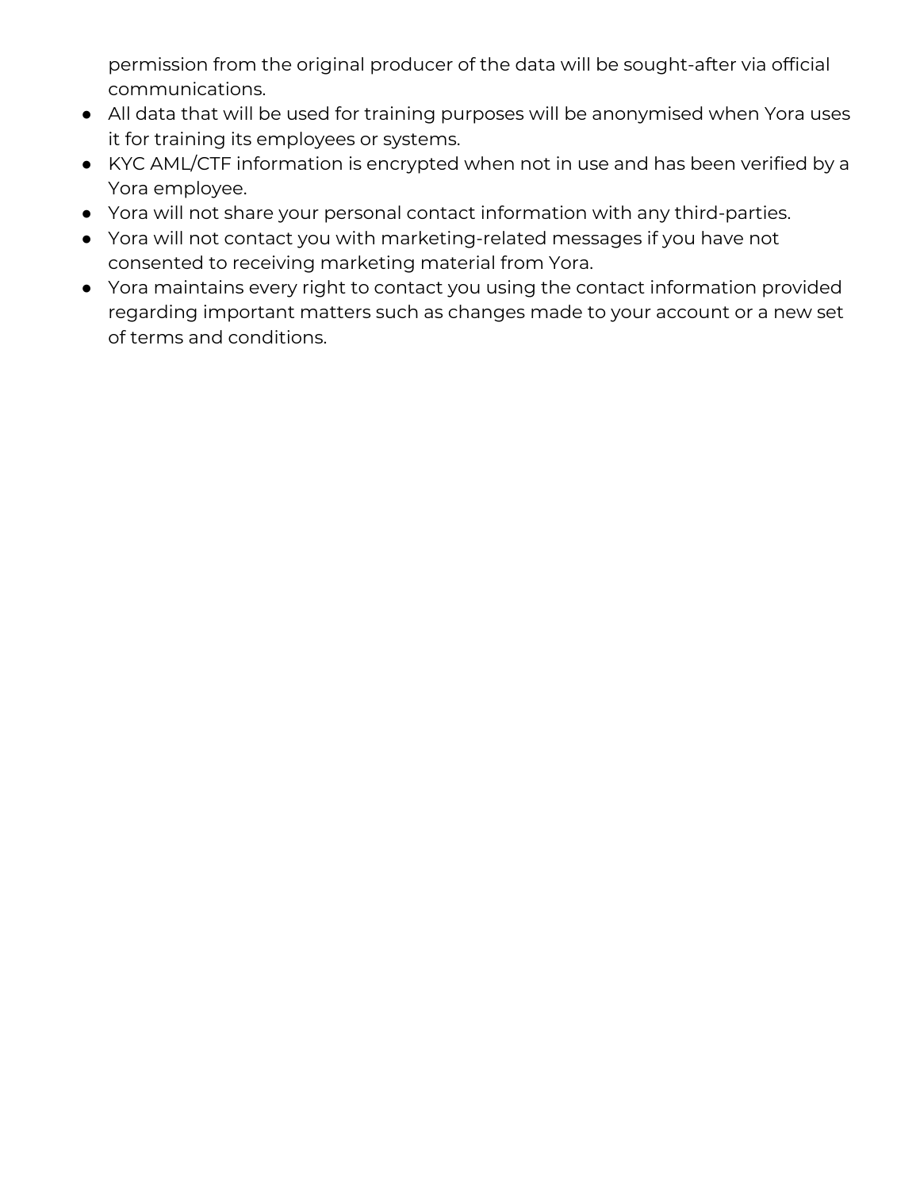permission from the original producer of the data will be sought-after via official communications.

- All data that will be used for training purposes will be anonymised when Yora uses it for training its employees or systems.
- KYC AML/CTF information is encrypted when not in use and has been verified by a Yora employee.
- Yora will not share your personal contact information with any third-parties.
- Yora will not contact you with marketing-related messages if you have not consented to receiving marketing material from Yora.
- Yora maintains every right to contact you using the contact information provided regarding important matters such as changes made to your account or a new set of terms and conditions.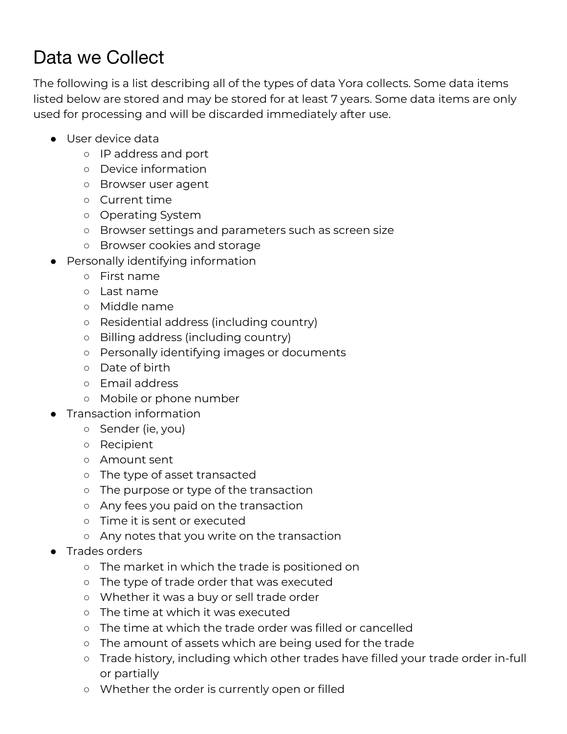# Data we Collect

The following is a list describing all of the types of data Yora collects. Some data items listed below are stored and may be stored for at least 7 years. Some data items are only used for processing and will be discarded immediately after use.

- User device data
  - IP address and port
  - Device information
  - Browser user agent
  - Current time
  - Operating System
  - Browser settings and parameters such as screen size
  - Browser cookies and storage
- Personally identifying information
  - First name
  - Last name
  - Middle name
  - Residential address (including country)
  - Billing address (including country)
  - Personally identifying images or documents
  - Date of birth
  - Email address
  - Mobile or phone number
- Transaction information
  - Sender (ie, you)
  - Recipient
  - Amount sent
  - The type of asset transacted
  - The purpose or type of the transaction
  - Any fees you paid on the transaction
  - Time it is sent or executed
  - Any notes that you write on the transaction
- Trades orders
  - The market in which the trade is positioned on
  - The type of trade order that was executed
  - Whether it was a buy or sell trade order
  - The time at which it was executed
  - The time at which the trade order was filled or cancelled
  - The amount of assets which are being used for the trade
  - Trade history, including which other trades have filled your trade order in-full or partially
  - Whether the order is currently open or filled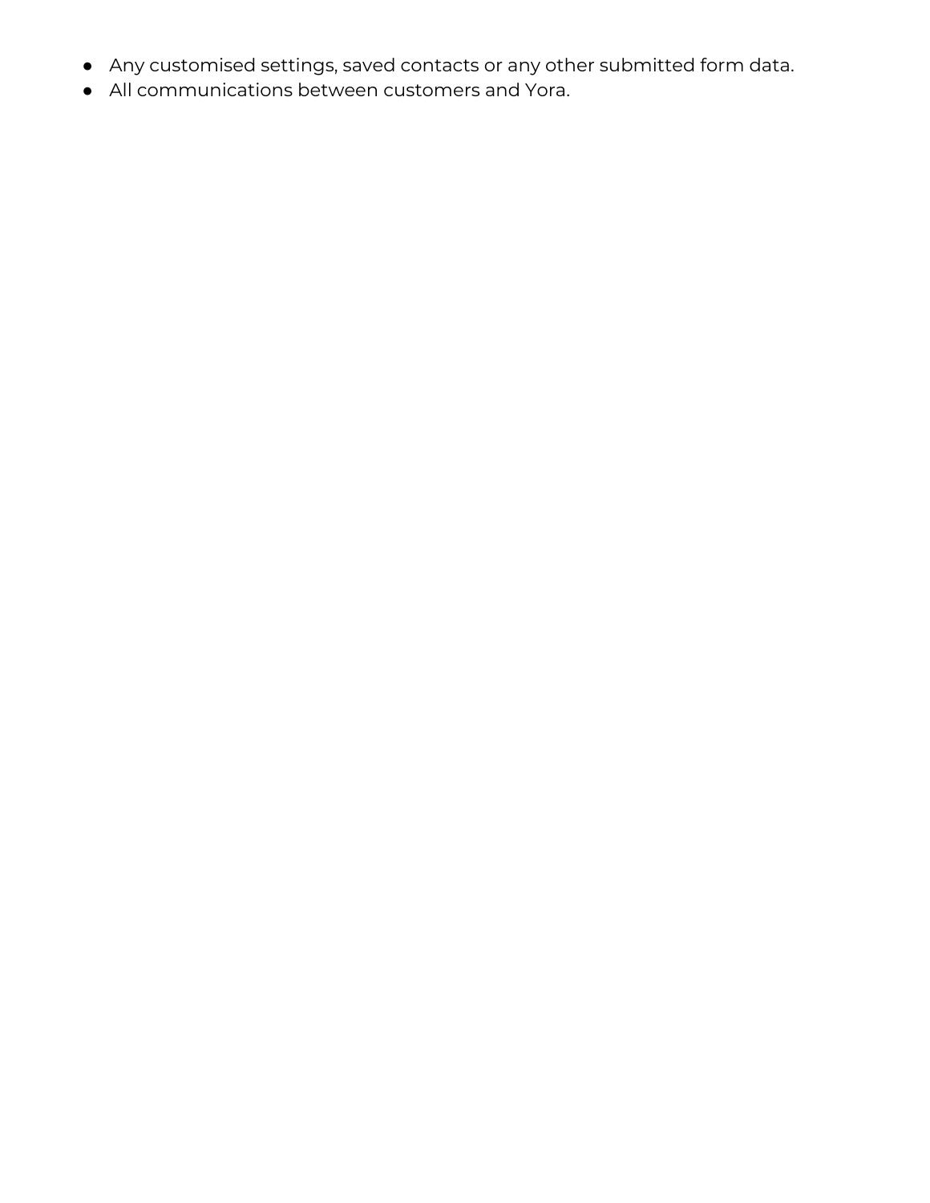- Any customised settings, saved contacts or any other submitted form data.
- All communications between customers and Yora.